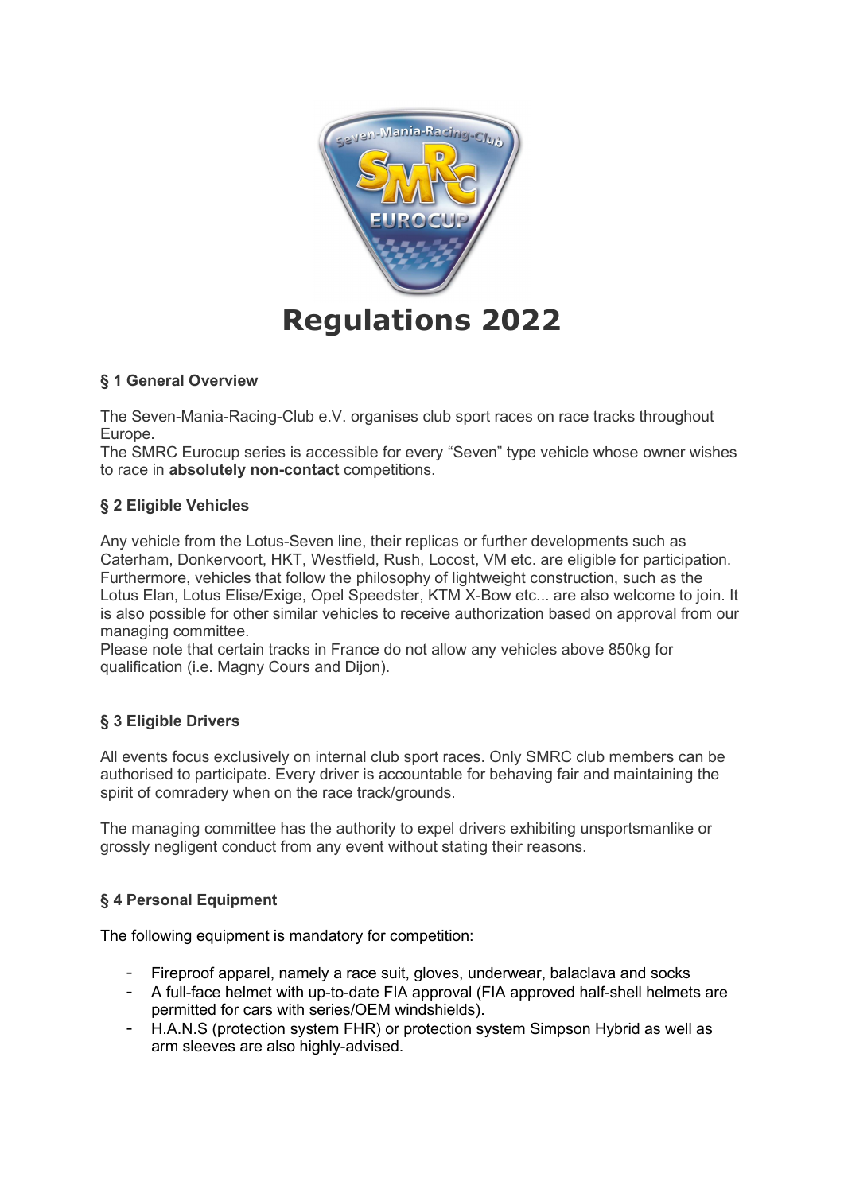# Regulations 2022

## § 1 General Overview

The Seven-Mania-Racing-Club e.V. organises club sport races on race tracks throughout Europe.
The SMRC Eurocup series is accessible for every "Seven" type vehicle whose owner wishes to race in **absolutely non-contact** competitions.

## § 2 Eligible Vehicles

Any vehicle from the Lotus-Seven line, their replicas or further developments such as Caterham, Donkervoort, HKT, Westfield, Rush, Locost, VM etc. are eligible for participation. Furthermore, vehicles that follow the philosophy of lightweight construction, such as the Lotus Elan, Lotus Elise/Exige, Opel Speedster, KTM X-Bow etc... are also welcome to join. It is also possible for other similar vehicles to receive authorization based on approval from our managing committee.
Please note that certain tracks in France do not allow any vehicles above 850kg for qualification (i.e. Magny Cours and Dijon).

## § 3 Eligible Drivers

All events focus exclusively on internal club sport races. Only SMRC club members can be authorised to participate. Every driver is accountable for behaving fair and maintaining the spirit of comradery when on the race track/grounds.

The managing committee has the authority to expel drivers exhibiting unsportsmanlike or grossly negligent conduct from any event without stating their reasons.

## § 4 Personal Equipment

The following equipment is mandatory for competition:

- Fireproof apparel, namely a race suit, gloves, underwear, balaclava and socks
- A full-face helmet with up-to-date FIA approval (FIA approved half-shell helmets are permitted for cars with series/OEM windshields).
- H.A.N.S (protection system FHR) or protection system Simpson Hybrid as well as arm sleeves are also highly-advised.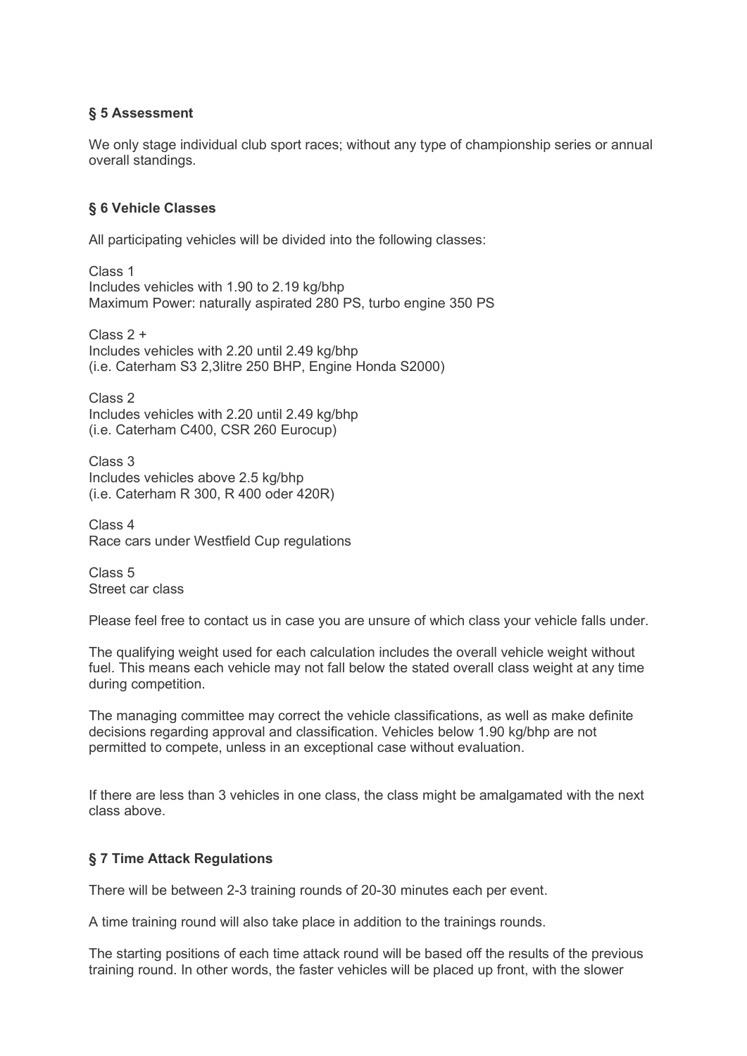### § 5 Assessment

We only stage individual club sport races; without any type of championship series or annual overall standings.

### § 6 Vehicle Classes

All participating vehicles will be divided into the following classes:

Class 1
Includes vehicles with 1.90 to 2.19 kg/bhp
Maximum Power: naturally aspirated 280 PS, turbo engine 350 PS

Class 2 +
Includes vehicles with 2.20 until 2.49 kg/bhp
(i.e. Caterham S3 2,3litre 250 BHP, Engine Honda S2000)

Class 2
Includes vehicles with 2.20 until 2.49 kg/bhp
(i.e. Caterham C400, CSR 260 Eurocup)

Class 3
Includes vehicles above 2.5 kg/bhp
(i.e. Caterham R 300, R 400 oder 420R)

Class 4
Race cars under Westfield Cup regulations

Class 5
Street car class

Please feel free to contact us in case you are unsure of which class your vehicle falls under.

The qualifying weight used for each calculation includes the overall vehicle weight without fuel. This means each vehicle may not fall below the stated overall class weight at any time during competition.

The managing committee may correct the vehicle classifications, as well as make definite decisions regarding approval and classification. Vehicles below 1.90 kg/bhp are not permitted to compete, unless in an exceptional case without evaluation.

If there are less than 3 vehicles in one class, the class might be amalgamated with the next class above.

### § 7 Time Attack Regulations

There will be between 2-3 training rounds of 20-30 minutes each per event.

A time training round will also take place in addition to the trainings rounds.

The starting positions of each time attack round will be based off the results of the previous training round. In other words, the faster vehicles will be placed up front, with the slower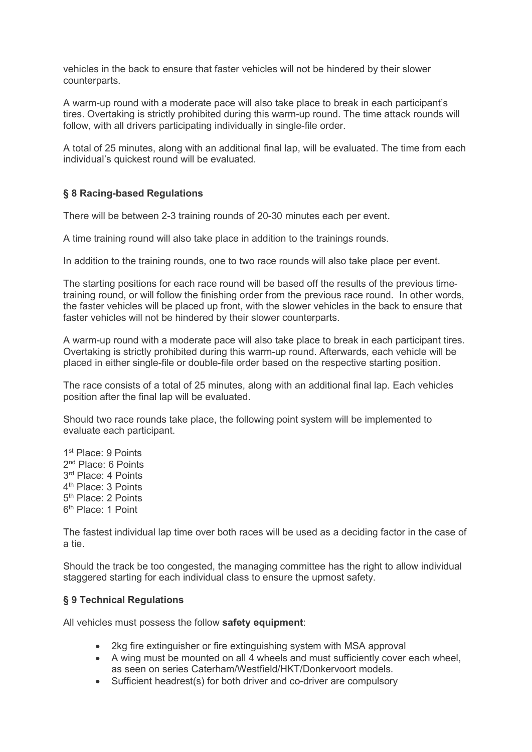vehicles in the back to ensure that faster vehicles will not be hindered by their slower counterparts.

A warm-up round with a moderate pace will also take place to break in each participant's tires. Overtaking is strictly prohibited during this warm-up round. The time attack rounds will follow, with all drivers participating individually in single-file order.

A total of 25 minutes, along with an additional final lap, will be evaluated. The time from each individual's quickest round will be evaluated.

### § 8 Racing-based Regulations

There will be between 2-3 training rounds of 20-30 minutes each per event.

A time training round will also take place in addition to the trainings rounds.

In addition to the training rounds, one to two race rounds will also take place per event.

The starting positions for each race round will be based off the results of the previous time-training round, or will follow the finishing order from the previous race round. In other words, the faster vehicles will be placed up front, with the slower vehicles in the back to ensure that faster vehicles will not be hindered by their slower counterparts.

A warm-up round with a moderate pace will also take place to break in each participant tires. Overtaking is strictly prohibited during this warm-up round. Afterwards, each vehicle will be placed in either single-file or double-file order based on the respective starting position.

The race consists of a total of 25 minutes, along with an additional final lap. Each vehicles position after the final lap will be evaluated.

Should two race rounds take place, the following point system will be implemented to evaluate each participant.

1st Place: 9 Points
2nd Place: 6 Points
3rd Place: 4 Points
4th Place: 3 Points
5th Place: 2 Points
6th Place: 1 Point

The fastest individual lap time over both races will be used as a deciding factor in the case of a tie.

Should the track be too congested, the managing committee has the right to allow individual staggered starting for each individual class to ensure the upmost safety.

### § 9 Technical Regulations

All vehicles must possess the follow **safety equipment**:

- 2kg fire extinguisher or fire extinguishing system with MSA approval
- A wing must be mounted on all 4 wheels and must sufficiently cover each wheel, as seen on series Caterham/Westfield/HKT/Donkervoort models.
- Sufficient headrest(s) for both driver and co-driver are compulsory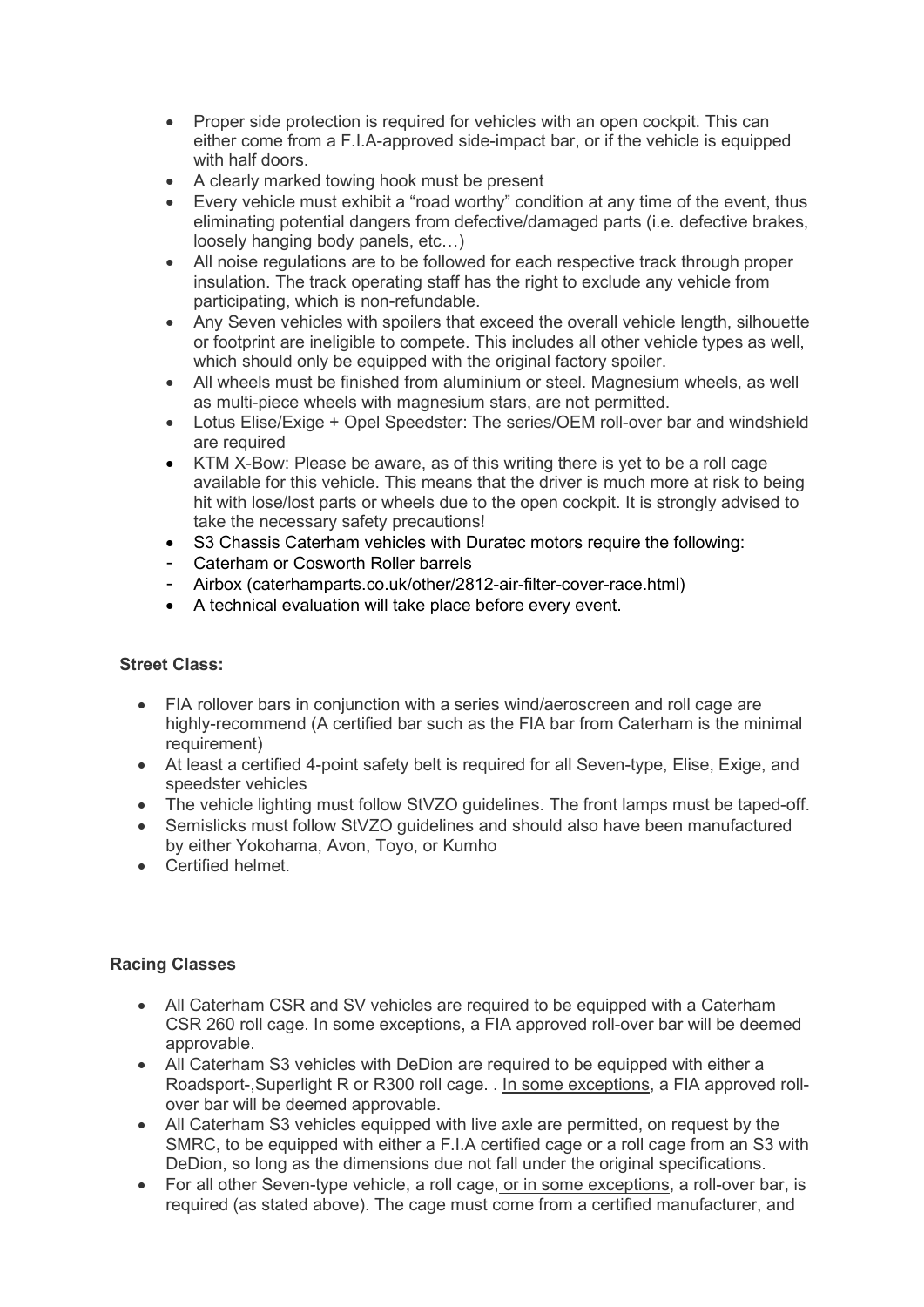- Proper side protection is required for vehicles with an open cockpit. This can either come from a F.I.A-approved side-impact bar, or if the vehicle is equipped with half doors.
- A clearly marked towing hook must be present
- Every vehicle must exhibit a "road worthy" condition at any time of the event, thus eliminating potential dangers from defective/damaged parts (i.e. defective brakes, loosely hanging body panels, etc…)
- All noise regulations are to be followed for each respective track through proper insulation. The track operating staff has the right to exclude any vehicle from participating, which is non-refundable.
- Any Seven vehicles with spoilers that exceed the overall vehicle length, silhouette or footprint are ineligible to compete. This includes all other vehicle types as well, which should only be equipped with the original factory spoiler.
- All wheels must be finished from aluminium or steel. Magnesium wheels, as well as multi-piece wheels with magnesium stars, are not permitted.
- Lotus Elise/Exige + Opel Speedster: The series/OEM roll-over bar and windshield are required
- KTM X-Bow: Please be aware, as of this writing there is yet to be a roll cage available for this vehicle. This means that the driver is much more at risk to being hit with lose/lost parts or wheels due to the open cockpit. It is strongly advised to take the necessary safety precautions!
- S3 Chassis Caterham vehicles with Duratec motors require the following:
  - Caterham or Cosworth Roller barrels
  - Airbox (caterhamparts.co.uk/other/2812-air-filter-cover-race.html)
- A technical evaluation will take place before every event.

**Street Class:**

- FIA rollover bars in conjunction with a series wind/aeroscreen and roll cage are highly-recommend (A certified bar such as the FIA bar from Caterham is the minimal requirement)
- At least a certified 4-point safety belt is required for all Seven-type, Elise, Exige, and speedster vehicles
- The vehicle lighting must follow StVZO guidelines. The front lamps must be taped-off.
- Semislicks must follow StVZO guidelines and should also have been manufactured by either Yokohama, Avon, Toyo, or Kumho
- Certified helmet.

**Racing Classes**

- All Caterham CSR and SV vehicles are required to be equipped with a Caterham CSR 260 roll cage. In some exceptions, a FIA approved roll-over bar will be deemed approvable.
- All Caterham S3 vehicles with DeDion are required to be equipped with either a Roadsport-,Superlight R or R300 roll cage. . In some exceptions, a FIA approved roll-over bar will be deemed approvable.
- All Caterham S3 vehicles equipped with live axle are permitted, on request by the SMRC, to be equipped with either a F.I.A certified cage or a roll cage from an S3 with DeDion, so long as the dimensions due not fall under the original specifications.
- For all other Seven-type vehicle, a roll cage, or in some exceptions, a roll-over bar, is required (as stated above). The cage must come from a certified manufacturer, and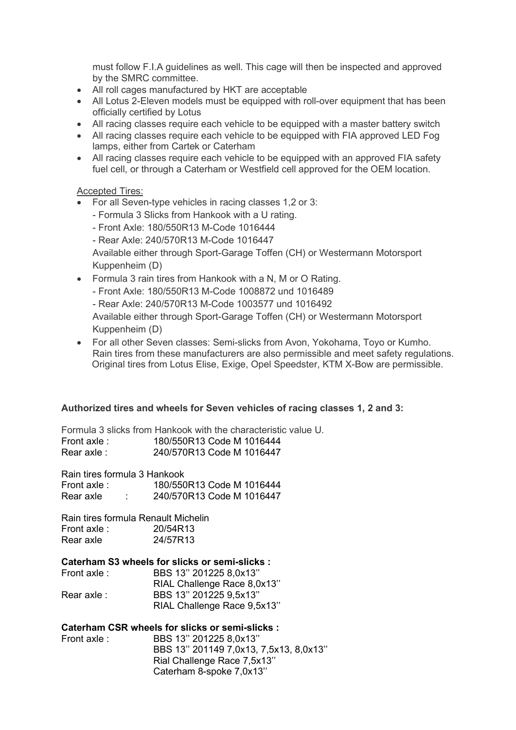must follow F.I.A guidelines as well. This cage will then be inspected and approved by the SMRC committee.

- All roll cages manufactured by HKT are acceptable
- All Lotus 2-Eleven models must be equipped with roll-over equipment that has been officially certified by Lotus
- All racing classes require each vehicle to be equipped with a master battery switch
- All racing classes require each vehicle to be equipped with FIA approved LED Fog lamps, either from Cartek or Caterham
- All racing classes require each vehicle to be equipped with an approved FIA safety fuel cell, or through a Caterham or Westfield cell approved for the OEM location.

Accepted Tires:

- For all Seven-type vehicles in racing classes 1,2 or 3:
  - Formula 3 Slicks from Hankook with a U rating.
  - Front Axle: 180/550R13 M-Code 1016444
  - Rear Axle: 240/570R13 M-Code 1016447

  Available either through Sport-Garage Toffen (CH) or Westermann Motorsport Kuppenheim (D)
- Formula 3 rain tires from Hankook with a N, M or O Rating.
  - Front Axle: 180/550R13 M-Code 1008872 und 1016489
  - Rear Axle: 240/570R13 M-Code 1003577 und 1016492

  Available either through Sport-Garage Toffen (CH) or Westermann Motorsport Kuppenheim (D)
- For all other Seven classes: Semi-slicks from Avon, Yokohama, Toyo or Kumho. Rain tires from these manufacturers are also permissible and meet safety regulations. Original tires from Lotus Elise, Exige, Opel Speedster, KTM X-Bow are permissible.

**Authorized tires and wheels for Seven vehicles of racing classes 1, 2 and 3:**

Formula 3 slicks from Hankook with the characteristic value U.
Front axle : 180/550R13 Code M 1016444
Rear axle : 240/570R13 Code M 1016447

Rain tires formula 3 Hankook
Front axle : 180/550R13 Code M 1016444
Rear axle : 240/570R13 Code M 1016447

Rain tires formula Renault Michelin
Front axle : 20/54R13
Rear axle 24/57R13

**Caterham S3 wheels for slicks or semi-slicks :**

Front axle : BBS 13'' 201225 8,0x13''
RIAL Challenge Race 8,0x13''
Rear axle : BBS 13'' 201225 9,5x13''
RIAL Challenge Race 9,5x13''

**Caterham CSR wheels for slicks or semi-slicks :**

Front axle : BBS 13'' 201225 8,0x13''
BBS 13'' 201149 7,0x13, 7,5x13, 8,0x13''
Rial Challenge Race 7,5x13''
Caterham 8-spoke 7,0x13''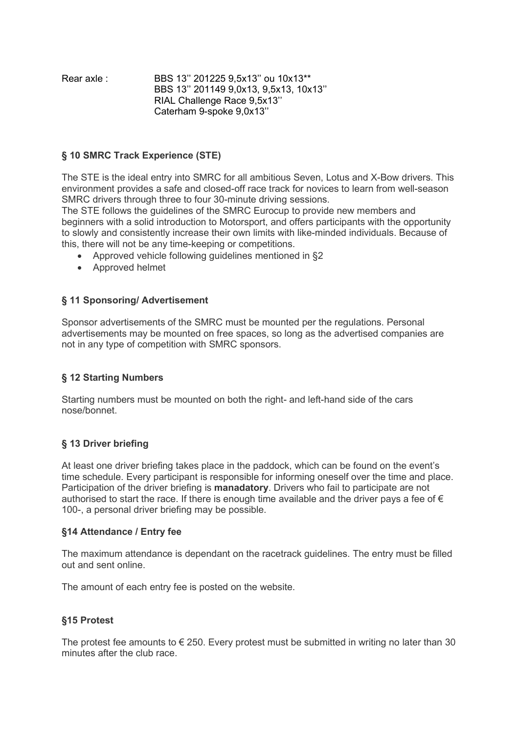Rear axle : BBS 13'' 201225 9,5x13'' ou 10x13**
BBS 13'' 201149 9,0x13, 9,5x13, 10x13''
RIAL Challenge Race 9,5x13''
Caterham 9-spoke 9,0x13''

## § 10 SMRC Track Experience (STE)

The STE is the ideal entry into SMRC for all ambitious Seven, Lotus and X-Bow drivers. This environment provides a safe and closed-off race track for novices to learn from well-season SMRC drivers through three to four 30-minute driving sessions.
The STE follows the guidelines of the SMRC Eurocup to provide new members and beginners with a solid introduction to Motorsport, and offers participants with the opportunity to slowly and consistently increase their own limits with like-minded individuals. Because of this, there will not be any time-keeping or competitions.

- Approved vehicle following guidelines mentioned in §2
- Approved helmet

## § 11 Sponsoring/ Advertisement

Sponsor advertisements of the SMRC must be mounted per the regulations. Personal advertisements may be mounted on free spaces, so long as the advertised companies are not in any type of competition with SMRC sponsors.

## § 12 Starting Numbers

Starting numbers must be mounted on both the right- and left-hand side of the cars nose/bonnet.

## § 13 Driver briefing

At least one driver briefing takes place in the paddock, which can be found on the event's time schedule. Every participant is responsible for informing oneself over the time and place. Participation of the driver briefing is **manadatory**. Drivers who fail to participate are not authorised to start the race. If there is enough time available and the driver pays a fee of € 100-, a personal driver briefing may be possible.

## §14 Attendance / Entry fee

The maximum attendance is dependant on the racetrack guidelines. The entry must be filled out and sent online.

The amount of each entry fee is posted on the website.

## §15 Protest

The protest fee amounts to € 250. Every protest must be submitted in writing no later than 30 minutes after the club race.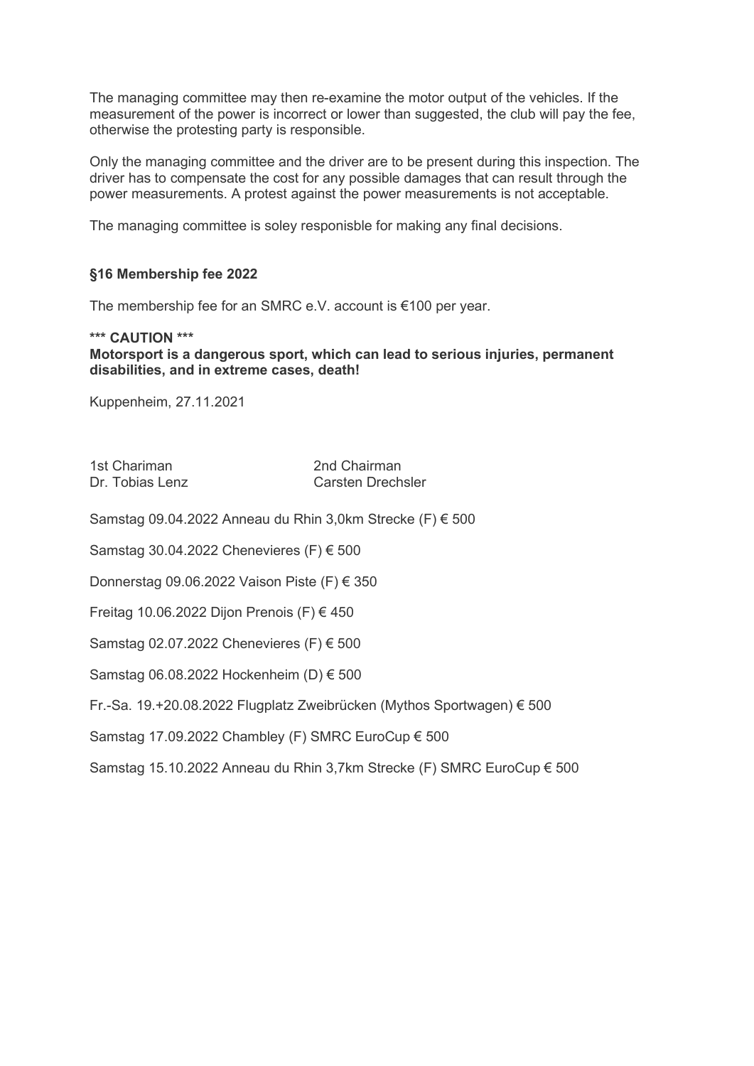The managing committee may then re-examine the motor output of the vehicles. If the measurement of the power is incorrect or lower than suggested, the club will pay the fee, otherwise the protesting party is responsible.

Only the managing committee and the driver are to be present during this inspection. The driver has to compensate the cost for any possible damages that can result through the power measurements. A protest against the power measurements is not acceptable.

The managing committee is soley responisble for making any final decisions.

### §16 Membership fee 2022

The membership fee for an SMRC e.V. account is €100 per year.

**\*\*\* CAUTION \*\*\***
**Motorsport is a dangerous sport, which can lead to serious injuries, permanent disabilities, and in extreme cases, death!**

Kuppenheim, 27.11.2021

| | |
|---|---|
| 1st Chariman | 2nd Chairman |
| Dr. Tobias Lenz | Carsten Drechsler |

Samstag 09.04.2022 Anneau du Rhin 3,0km Strecke (F) € 500

Samstag 30.04.2022 Chenevieres (F) € 500

Donnerstag 09.06.2022 Vaison Piste (F) € 350

Freitag 10.06.2022 Dijon Prenois (F) € 450

Samstag 02.07.2022 Chenevieres (F) € 500

Samstag 06.08.2022 Hockenheim (D) € 500

Fr.-Sa. 19.+20.08.2022 Flugplatz Zweibrücken (Mythos Sportwagen) € 500

Samstag 17.09.2022 Chambley (F) SMRC EuroCup € 500

Samstag 15.10.2022 Anneau du Rhin 3,7km Strecke (F) SMRC EuroCup € 500